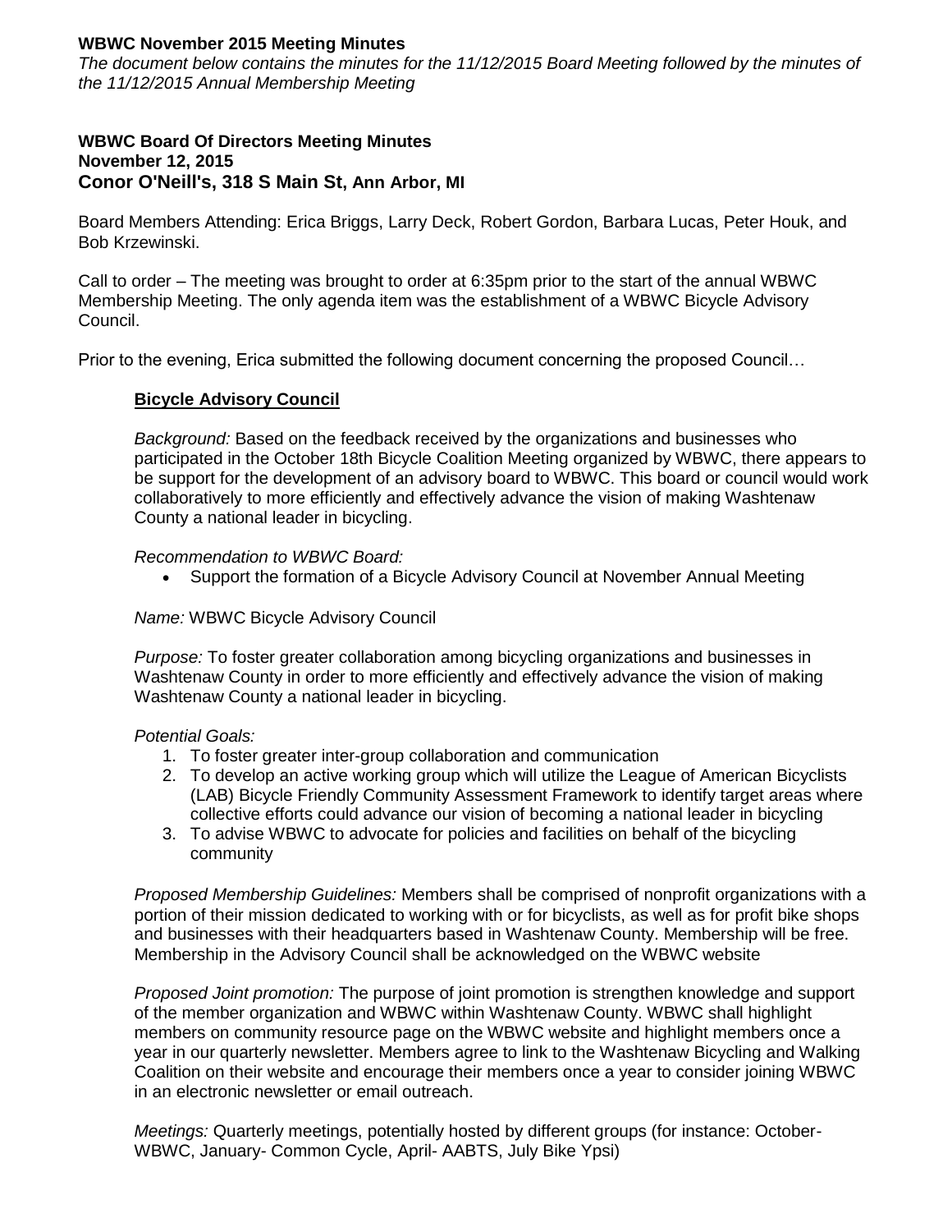**WBWC November 2015 Meeting Minutes**

*The document below contains the minutes for the 11/12/2015 Board Meeting followed by the minutes of the 11/12/2015 Annual Membership Meeting*

**WBWC Board Of Directors Meeting Minutes**
**November 12, 2015**
**Conor O'Neill's, 318 S Main St, Ann Arbor, MI**

Board Members Attending: Erica Briggs, Larry Deck, Robert Gordon, Barbara Lucas, Peter Houk, and Bob Krzewinski.

Call to order – The meeting was brought to order at 6:35pm prior to the start of the annual WBWC Membership Meeting. The only agenda item was the establishment of a WBWC Bicycle Advisory Council.

Prior to the evening, Erica submitted the following document concerning the proposed Council…

> **Bicycle Advisory Council**
>
> *Background:* Based on the feedback received by the organizations and businesses who participated in the October 18th Bicycle Coalition Meeting organized by WBWC, there appears to be support for the development of an advisory board to WBWC. This board or council would work collaboratively to more efficiently and effectively advance the vision of making Washtenaw County a national leader in bicycling.
>
> *Recommendation to WBWC Board:*
>
> - Support the formation of a Bicycle Advisory Council at November Annual Meeting
>
> *Name:* WBWC Bicycle Advisory Council
>
> *Purpose:* To foster greater collaboration among bicycling organizations and businesses in Washtenaw County in order to more efficiently and effectively advance the vision of making Washtenaw County a national leader in bicycling.
>
> *Potential Goals:*
>
> 1. To foster greater inter-group collaboration and communication
> 2. To develop an active working group which will utilize the League of American Bicyclists (LAB) Bicycle Friendly Community Assessment Framework to identify target areas where collective efforts could advance our vision of becoming a national leader in bicycling
> 3. To advise WBWC to advocate for policies and facilities on behalf of the bicycling community
>
> *Proposed Membership Guidelines:* Members shall be comprised of nonprofit organizations with a portion of their mission dedicated to working with or for bicyclists, as well as for profit bike shops and businesses with their headquarters based in Washtenaw County. Membership will be free. Membership in the Advisory Council shall be acknowledged on the WBWC website
>
> *Proposed Joint promotion:* The purpose of joint promotion is strengthen knowledge and support of the member organization and WBWC within Washtenaw County. WBWC shall highlight members on community resource page on the WBWC website and highlight members once a year in our quarterly newsletter. Members agree to link to the Washtenaw Bicycling and Walking Coalition on their website and encourage their members once a year to consider joining WBWC in an electronic newsletter or email outreach.
>
> *Meetings:* Quarterly meetings, potentially hosted by different groups (for instance: October- WBWC, January- Common Cycle, April- AABTS, July Bike Ypsi)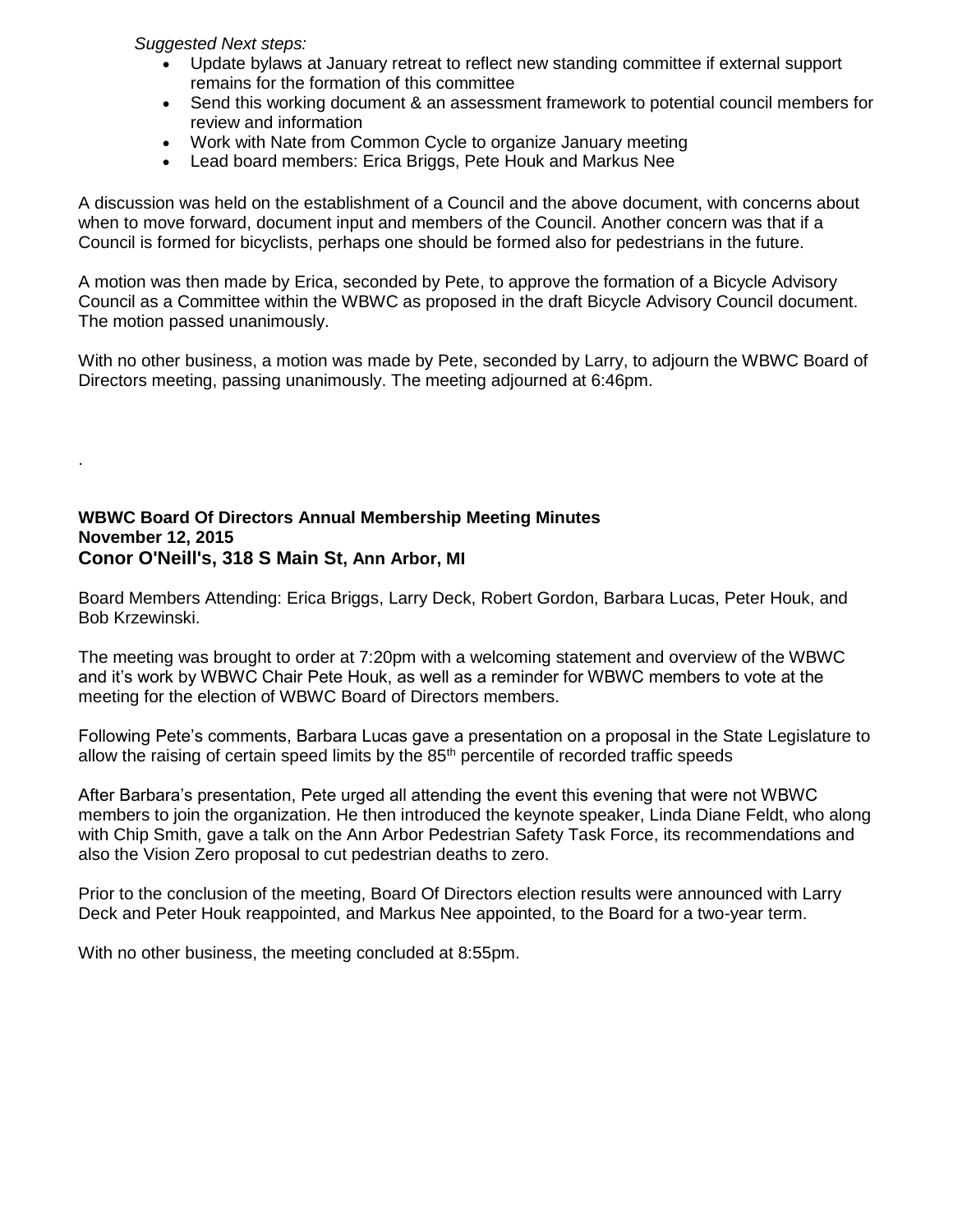*Suggested Next steps:*

- Update bylaws at January retreat to reflect new standing committee if external support remains for the formation of this committee
- Send this working document & an assessment framework to potential council members for review and information
- Work with Nate from Common Cycle to organize January meeting
- Lead board members: Erica Briggs, Pete Houk and Markus Nee

A discussion was held on the establishment of a Council and the above document, with concerns about when to move forward, document input and members of the Council. Another concern was that if a Council is formed for bicyclists, perhaps one should be formed also for pedestrians in the future.

A motion was then made by Erica, seconded by Pete, to approve the formation of a Bicycle Advisory Council as a Committee within the WBWC as proposed in the draft Bicycle Advisory Council document. The motion passed unanimously.

With no other business, a motion was made by Pete, seconded by Larry, to adjourn the WBWC Board of Directors meeting, passing unanimously. The meeting adjourned at 6:46pm.

.

**WBWC Board Of Directors Annual Membership Meeting Minutes**
**November 12, 2015**
**Conor O'Neill's, 318 S Main St, Ann Arbor, MI**

Board Members Attending: Erica Briggs, Larry Deck, Robert Gordon, Barbara Lucas, Peter Houk, and Bob Krzewinski.

The meeting was brought to order at 7:20pm with a welcoming statement and overview of the WBWC and it's work by WBWC Chair Pete Houk, as well as a reminder for WBWC members to vote at the meeting for the election of WBWC Board of Directors members.

Following Pete's comments, Barbara Lucas gave a presentation on a proposal in the State Legislature to allow the raising of certain speed limits by the 85$^{th}$ percentile of recorded traffic speeds

After Barbara's presentation, Pete urged all attending the event this evening that were not WBWC members to join the organization. He then introduced the keynote speaker, Linda Diane Feldt, who along with Chip Smith, gave a talk on the Ann Arbor Pedestrian Safety Task Force, its recommendations and also the Vision Zero proposal to cut pedestrian deaths to zero.

Prior to the conclusion of the meeting, Board Of Directors election results were announced with Larry Deck and Peter Houk reappointed, and Markus Nee appointed, to the Board for a two-year term.

With no other business, the meeting concluded at 8:55pm.